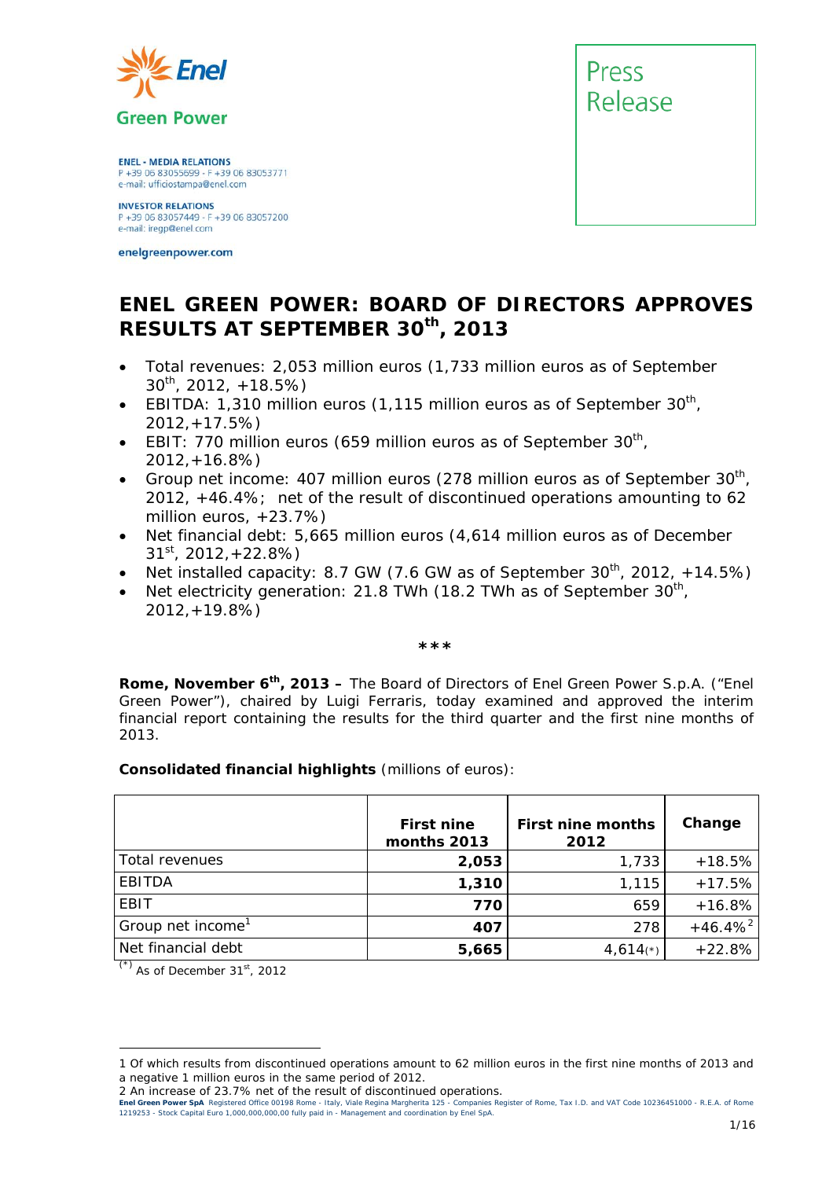Enel Green Power

ENEL - MEDIA RELATIONS
P +39 06 83055699 - F +39 06 83053771
e-mail: ufficiostampa@enel.com

INVESTOR RELATIONS
P +39 06 83057449 - F +39 06 83057200
e-mail: iregp@enel.com

enelgreenpower.com

Press Release

# ENEL GREEN POWER: BOARD OF DIRECTORS APPROVES RESULTS AT SEPTEMBER 30th, 2013

- Total revenues: 2,053 million euros (1,733 million euros as of September 30th, 2012, +18.5%)
- EBITDA: 1,310 million euros (1,115 million euros as of September 30th, 2012,+17.5%)
- EBIT: 770 million euros (659 million euros as of September 30th, 2012,+16.8%)
- Group net income: 407 million euros (278 million euros as of September 30th, 2012, +46.4%; net of the result of discontinued operations amounting to 62 million euros, +23.7%)
- Net financial debt: 5,665 million euros (4,614 million euros as of December 31st, 2012,+22.8%)
- Net installed capacity: 8.7 GW (7.6 GW as of September 30th, 2012, +14.5%)
- Net electricity generation: 21.8 TWh (18.2 TWh as of September 30th, 2012,+19.8%)

***

**Rome, November 6th, 2013 –** The Board of Directors of Enel Green Power S.p.A. ("Enel Green Power"), chaired by Luigi Ferraris, today examined and approved the interim financial report containing the results for the third quarter and the first nine months of 2013.

**Consolidated financial highlights** (millions of euros):

| | **First nine months 2013** | **First nine months 2012** | **Change** |
|---|---|---|---|
| Total revenues | **2,053** | 1,733 | +18.5% |
| EBITDA | **1,310** | 1,115 | +17.5% |
| EBIT | **770** | 659 | +16.8% |
| Group net income[1] | **407** | 278 | +46.4%[2] |
| Net financial debt | **5,665** | 4,614(*) | +22.8% |

(*) As of December 31st, 2012

1 Of which results from discontinued operations amount to 62 million euros in the first nine months of 2013 and a negative 1 million euros in the same period of 2012.

2 An increase of 23.7% net of the result of discontinued operations.

**Enel Green Power SpA** Registered Office 00198 Rome - Italy, Viale Regina Margherita 125 - Companies Register of Rome, Tax I.D. and VAT Code 10236451000 - R.E.A. of Rome 1219253 - Stock Capital Euro 1,000,000,000,00 fully paid in - Management and coordination by Enel SpA.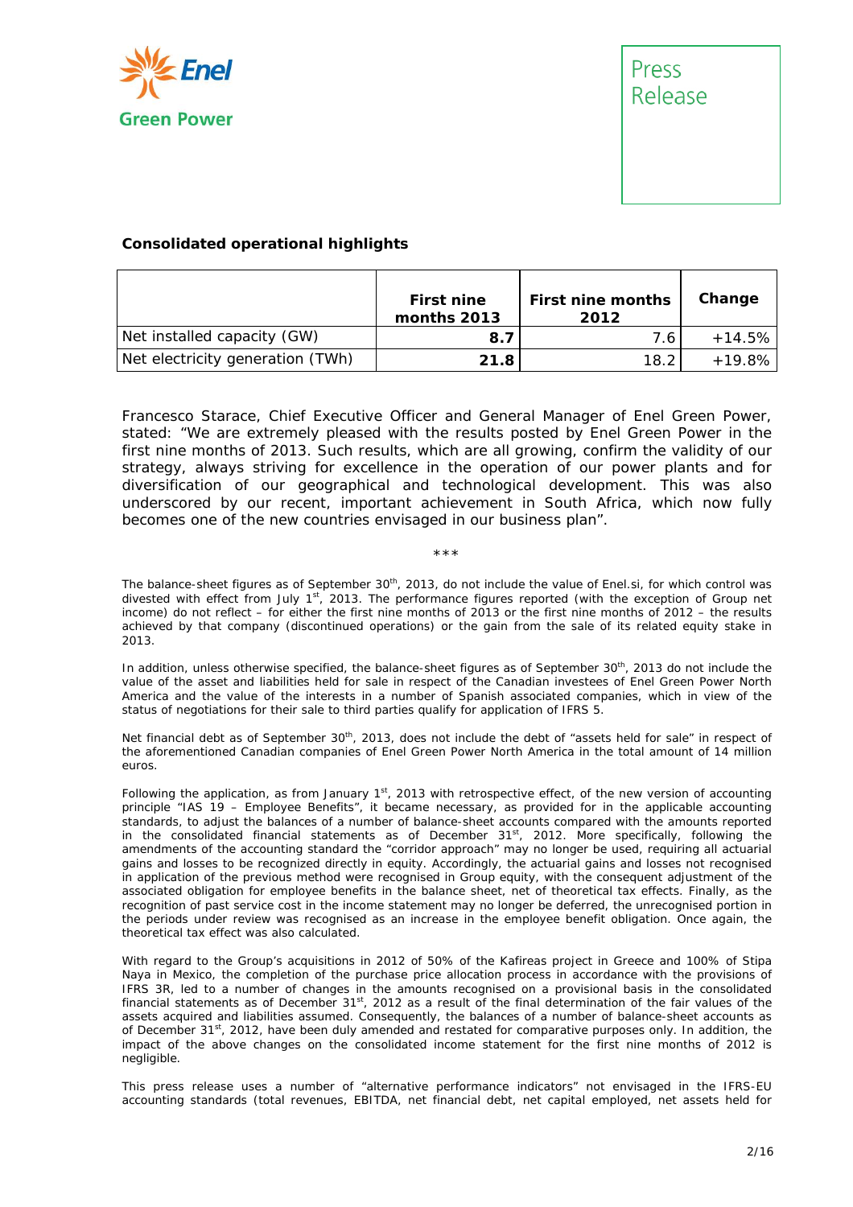### Consolidated operational highlights

| | First nine months 2013 | First nine months 2012 | Change |
|---|---|---|---|
| Net installed capacity (GW) | **8.7** | 7.6 | +14.5% |
| Net electricity generation (TWh) | **21.8** | 18.2 | +19.8% |

Francesco Starace, Chief Executive Officer and General Manager of Enel Green Power, stated: "We are extremely pleased with the results posted by Enel Green Power in the first nine months of 2013. Such results, which are all growing, confirm the validity of our strategy, always striving for excellence in the operation of our power plants and for diversification of our geographical and technological development. This was also underscored by our recent, important achievement in South Africa, which now fully becomes one of the new countries envisaged in our business plan".

\*\*\*

The balance-sheet figures as of September 30th, 2013, do not include the value of Enel.si, for which control was divested with effect from July 1st, 2013. The performance figures reported (with the exception of Group net income) do not reflect – for either the first nine months of 2013 or the first nine months of 2012 – the results achieved by that company (discontinued operations) or the gain from the sale of its related equity stake in 2013.

In addition, unless otherwise specified, the balance-sheet figures as of September 30th, 2013 do not include the value of the asset and liabilities held for sale in respect of the Canadian investees of Enel Green Power North America and the value of the interests in a number of Spanish associated companies, which in view of the status of negotiations for their sale to third parties qualify for application of IFRS 5.

Net financial debt as of September 30th, 2013, does not include the debt of "assets held for sale" in respect of the aforementioned Canadian companies of Enel Green Power North America in the total amount of 14 million euros.

Following the application, as from January 1st, 2013 with retrospective effect, of the new version of accounting principle "IAS 19 – Employee Benefits", it became necessary, as provided for in the applicable accounting standards, to adjust the balances of a number of balance-sheet accounts compared with the amounts reported in the consolidated financial statements as of December 31st, 2012. More specifically, following the amendments of the accounting standard the "corridor approach" may no longer be used, requiring all actuarial gains and losses to be recognized directly in equity. Accordingly, the actuarial gains and losses not recognised in application of the previous method were recognised in Group equity, with the consequent adjustment of the associated obligation for employee benefits in the balance sheet, net of theoretical tax effects. Finally, as the recognition of past service cost in the income statement may no longer be deferred, the unrecognised portion in the periods under review was recognised as an increase in the employee benefit obligation. Once again, the theoretical tax effect was also calculated.

With regard to the Group's acquisitions in 2012 of 50% of the Kafireas project in Greece and 100% of Stipa Naya in Mexico, the completion of the purchase price allocation process in accordance with the provisions of IFRS 3R, led to a number of changes in the amounts recognised on a provisional basis in the consolidated financial statements as of December 31st, 2012 as a result of the final determination of the fair values of the assets acquired and liabilities assumed. Consequently, the balances of a number of balance-sheet accounts as of December 31st, 2012, have been duly amended and restated for comparative purposes only. In addition, the impact of the above changes on the consolidated income statement for the first nine months of 2012 is negligible.

This press release uses a number of "alternative performance indicators" not envisaged in the IFRS-EU accounting standards (total revenues, EBITDA, net financial debt, net capital employed, net assets held for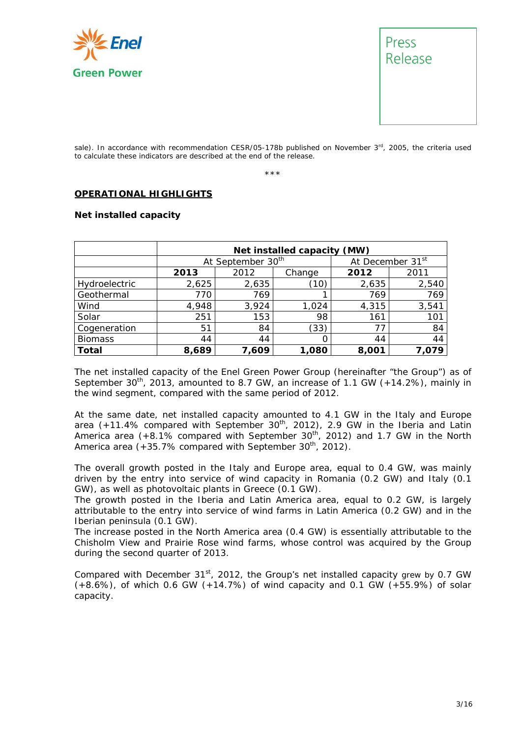sale). In accordance with recommendation CESR/05-178b published on November 3rd, 2005, the criteria used to calculate these indicators are described at the end of the release.

\*\*\*

## OPERATIONAL HIGHLIGHTS

### Net installed capacity

| | Net installed capacity (MW) | | | | |
|---|---|---|---|---|---|
| | At September 30th | | | At December 31st | |
| | **2013** | 2012 | Change | **2012** | 2011 |
| Hydroelectric | 2,625 | 2,635 | (10) | 2,635 | 2,540 |
| Geothermal | 770 | 769 | 1 | 769 | 769 |
| Wind | 4,948 | 3,924 | 1,024 | 4,315 | 3,541 |
| Solar | 251 | 153 | 98 | 161 | 101 |
| Cogeneration | 51 | 84 | (33) | 77 | 84 |
| Biomass | 44 | 44 | 0 | 44 | 44 |
| **Total** | **8,689** | **7,609** | **1,080** | **8,001** | **7,079** |

The net installed capacity of the Enel Green Power Group (hereinafter "the Group") as of September 30th, 2013, amounted to 8.7 GW, an increase of 1.1 GW (+14.2%), mainly in the wind segment, compared with the same period of 2012.

At the same date, net installed capacity amounted to 4.1 GW in the Italy and Europe area (+11.4% compared with September 30th, 2012), 2.9 GW in the Iberia and Latin America area (+8.1% compared with September 30th, 2012) and 1.7 GW in the North America area (+35.7% compared with September 30th, 2012).

The overall growth posted in the Italy and Europe area, equal to 0.4 GW, was mainly driven by the entry into service of wind capacity in Romania (0.2 GW) and Italy (0.1 GW), as well as photovoltaic plants in Greece (0.1 GW).
The growth posted in the Iberia and Latin America area, equal to 0.2 GW, is largely attributable to the entry into service of wind farms in Latin America (0.2 GW) and in the Iberian peninsula (0.1 GW).
The increase posted in the North America area (0.4 GW) is essentially attributable to the Chisholm View and Prairie Rose wind farms, whose control was acquired by the Group during the second quarter of 2013.

Compared with December 31st, 2012, the Group's net installed capacity grew by 0.7 GW (+8.6%), of which 0.6 GW (+14.7%) of wind capacity and 0.1 GW (+55.9%) of solar capacity.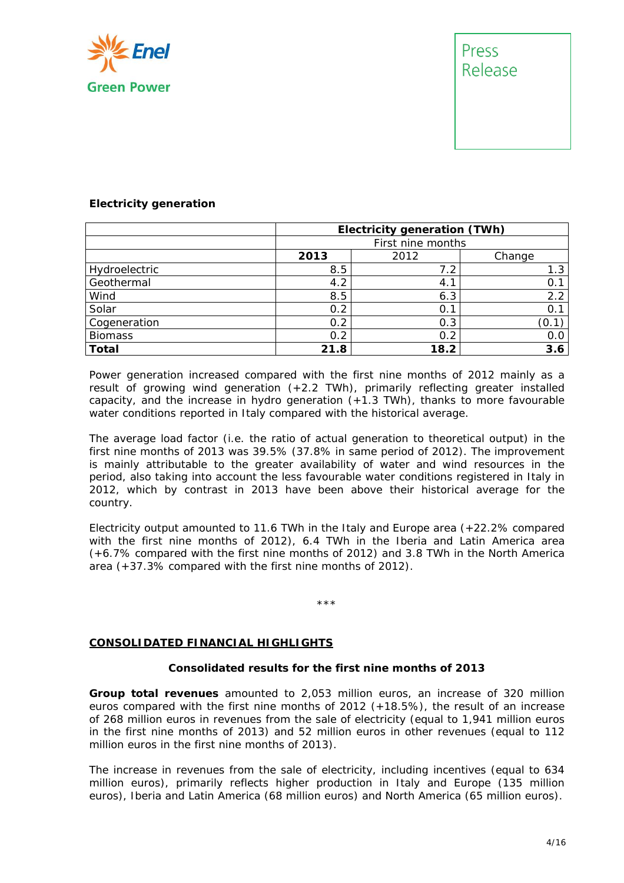**Electricity generation**

| | Electricity generation (TWh) | | |
|---|---|---|---|
| | First nine months | | |
| | **2013** | 2012 | Change |
| Hydroelectric | 8.5 | 7.2 | 1.3 |
| Geothermal | 4.2 | 4.1 | 0.1 |
| Wind | 8.5 | 6.3 | 2.2 |
| Solar | 0.2 | 0.1 | 0.1 |
| Cogeneration | 0.2 | 0.3 | (0.1) |
| Biomass | 0.2 | 0.2 | 0.0 |
| **Total** | **21.8** | **18.2** | **3.6** |

Power generation increased compared with the first nine months of 2012 mainly as a result of growing wind generation (+2.2 TWh), primarily reflecting greater installed capacity, and the increase in hydro generation (+1.3 TWh), thanks to more favourable water conditions reported in Italy compared with the historical average.

The average load factor (i.e. the ratio of actual generation to theoretical output) in the first nine months of 2013 was 39.5% (37.8% in same period of 2012). The improvement is mainly attributable to the greater availability of water and wind resources in the period, also taking into account the less favourable water conditions registered in Italy in 2012, which by contrast in 2013 have been above their historical average for the country.

Electricity output amounted to 11.6 TWh in the Italy and Europe area (+22.2% compared with the first nine months of 2012), 6.4 TWh in the Iberia and Latin America area (+6.7% compared with the first nine months of 2012) and 3.8 TWh in the North America area (+37.3% compared with the first nine months of 2012).

***

## CONSOLIDATED FINANCIAL HIGHLIGHTS

### Consolidated results for the first nine months of 2013

**Group total revenues** amounted to 2,053 million euros, an increase of 320 million euros compared with the first nine months of 2012 (+18.5%), the result of an increase of 268 million euros in revenues from the sale of electricity (equal to 1,941 million euros in the first nine months of 2013) and 52 million euros in other revenues (equal to 112 million euros in the first nine months of 2013).

The increase in revenues from the sale of electricity, including incentives (equal to 634 million euros), primarily reflects higher production in Italy and Europe (135 million euros), Iberia and Latin America (68 million euros) and North America (65 million euros).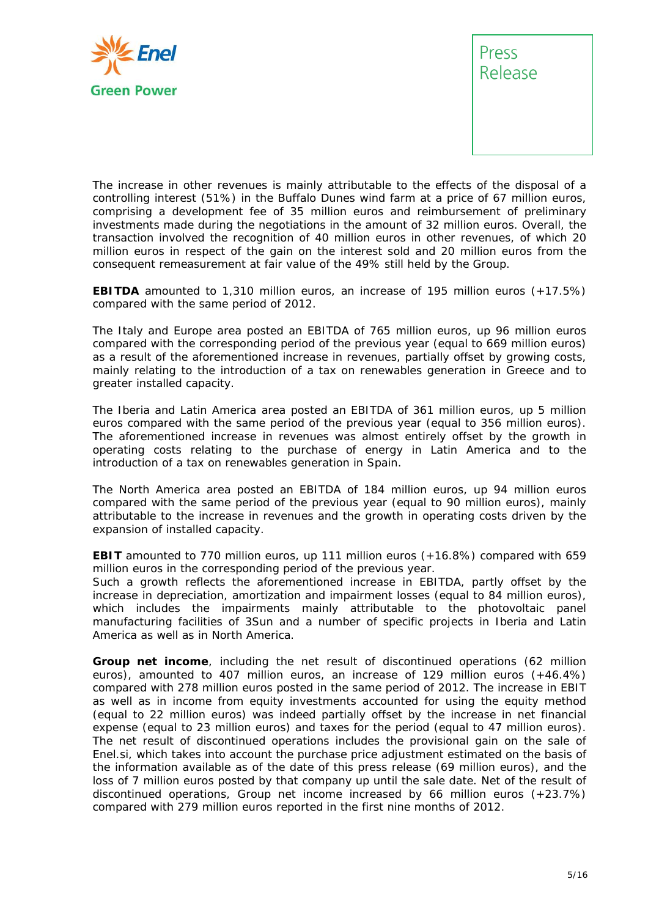The increase in other revenues is mainly attributable to the effects of the disposal of a controlling interest (51%) in the Buffalo Dunes wind farm at a price of 67 million euros, comprising a development fee of 35 million euros and reimbursement of preliminary investments made during the negotiations in the amount of 32 million euros. Overall, the transaction involved the recognition of 40 million euros in other revenues, of which 20 million euros in respect of the gain on the interest sold and 20 million euros from the consequent remeasurement at fair value of the 49% still held by the Group.

**EBITDA** amounted to 1,310 million euros, an increase of 195 million euros (+17.5%) compared with the same period of 2012.

The Italy and Europe area posted an EBITDA of 765 million euros, up 96 million euros compared with the corresponding period of the previous year (equal to 669 million euros) as a result of the aforementioned increase in revenues, partially offset by growing costs, mainly relating to the introduction of a tax on renewables generation in Greece and to greater installed capacity.

The Iberia and Latin America area posted an EBITDA of 361 million euros, up 5 million euros compared with the same period of the previous year (equal to 356 million euros). The aforementioned increase in revenues was almost entirely offset by the growth in operating costs relating to the purchase of energy in Latin America and to the introduction of a tax on renewables generation in Spain.

The North America area posted an EBITDA of 184 million euros, up 94 million euros compared with the same period of the previous year (equal to 90 million euros), mainly attributable to the increase in revenues and the growth in operating costs driven by the expansion of installed capacity.

**EBIT** amounted to 770 million euros, up 111 million euros (+16.8%) compared with 659 million euros in the corresponding period of the previous year.
Such a growth reflects the aforementioned increase in EBITDA, partly offset by the increase in depreciation, amortization and impairment losses (equal to 84 million euros), which includes the impairments mainly attributable to the photovoltaic panel manufacturing facilities of 3Sun and a number of specific projects in Iberia and Latin America as well as in North America.

**Group net income**, including the net result of discontinued operations (62 million euros), amounted to 407 million euros, an increase of 129 million euros (+46.4%) compared with 278 million euros posted in the same period of 2012. The increase in EBIT as well as in income from equity investments accounted for using the equity method (equal to 22 million euros) was indeed partially offset by the increase in net financial expense (equal to 23 million euros) and taxes for the period (equal to 47 million euros). The net result of discontinued operations includes the provisional gain on the sale of Enel.si, which takes into account the purchase price adjustment estimated on the basis of the information available as of the date of this press release (69 million euros), and the loss of 7 million euros posted by that company up until the sale date. Net of the result of discontinued operations, Group net income increased by 66 million euros (+23.7%) compared with 279 million euros reported in the first nine months of 2012.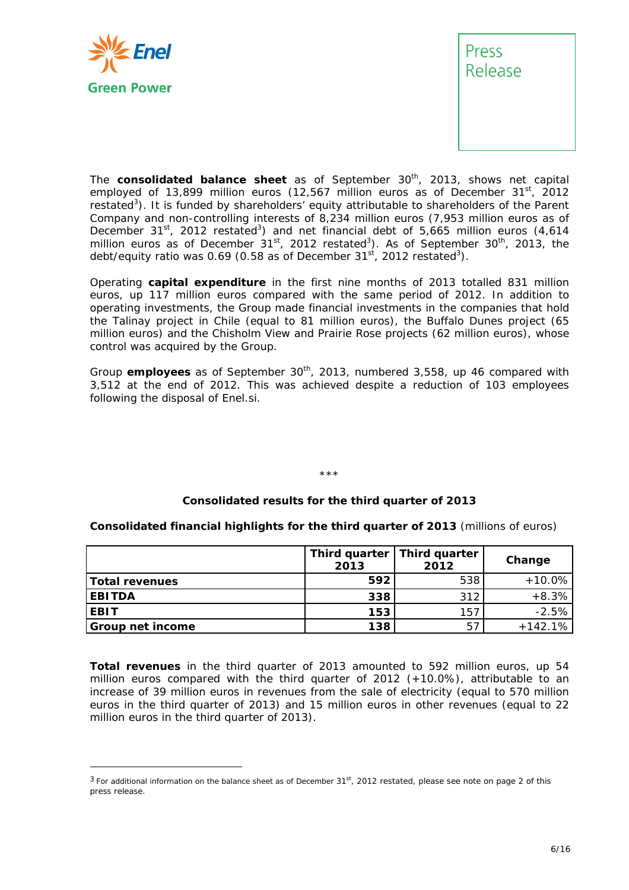The **consolidated balance sheet** as of September 30th, 2013, shows net capital employed of 13,899 million euros (12,567 million euros as of December 31st, 2012 restated[3]). It is funded by shareholders' equity attributable to shareholders of the Parent Company and non-controlling interests of 8,234 million euros (7,953 million euros as of December 31st, 2012 restated[3]) and net financial debt of 5,665 million euros (4,614 million euros as of December 31st, 2012 restated[3]). As of September 30th, 2013, the debt/equity ratio was 0.69 (0.58 as of December 31st, 2012 restated[3]).

Operating **capital expenditure** in the first nine months of 2013 totalled 831 million euros, up 117 million euros compared with the same period of 2012. In addition to operating investments, the Group made financial investments in the companies that hold the Talinay project in Chile (equal to 81 million euros), the Buffalo Dunes project (65 million euros) and the Chisholm View and Prairie Rose projects (62 million euros), whose control was acquired by the Group.

Group **employees** as of September 30th, 2013, numbered 3,558, up 46 compared with 3,512 at the end of 2012. This was achieved despite a reduction of 103 employees following the disposal of Enel.si.

\*\*\*

### Consolidated results for the third quarter of 2013

**Consolidated financial highlights for the third quarter of 2013** (millions of euros)

| | Third quarter 2013 | Third quarter 2012 | Change |
|---|---|---|---|
| **Total revenues** | **592** | 538 | +10.0% |
| **EBITDA** | **338** | 312 | +8.3% |
| **EBIT** | **153** | 157 | -2.5% |
| **Group net income** | **138** | 57 | +142.1% |

**Total revenues** in the third quarter of 2013 amounted to 592 million euros, up 54 million euros compared with the third quarter of 2012 (+10.0%), attributable to an increase of 39 million euros in revenues from the sale of electricity (equal to 570 million euros in the third quarter of 2013) and 15 million euros in other revenues (equal to 22 million euros in the third quarter of 2013).

[3] For additional information on the balance sheet as of December 31st, 2012 restated, please see note on page 2 of this press release.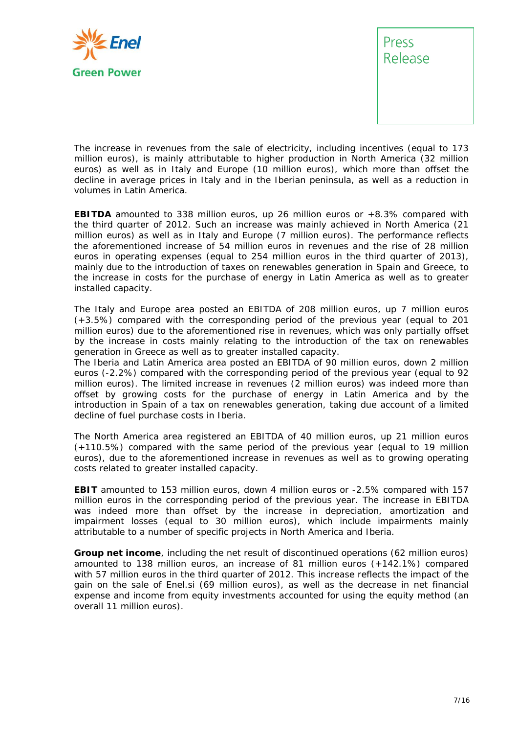The increase in revenues from the sale of electricity, including incentives (equal to 173 million euros), is mainly attributable to higher production in North America (32 million euros) as well as in Italy and Europe (10 million euros), which more than offset the decline in average prices in Italy and in the Iberian peninsula, as well as a reduction in volumes in Latin America.

**EBITDA** amounted to 338 million euros, up 26 million euros or +8.3% compared with the third quarter of 2012. Such an increase was mainly achieved in North America (21 million euros) as well as in Italy and Europe (7 million euros). The performance reflects the aforementioned increase of 54 million euros in revenues and the rise of 28 million euros in operating expenses (equal to 254 million euros in the third quarter of 2013), mainly due to the introduction of taxes on renewables generation in Spain and Greece, to the increase in costs for the purchase of energy in Latin America as well as to greater installed capacity.

The Italy and Europe area posted an EBITDA of 208 million euros, up 7 million euros (+3.5%) compared with the corresponding period of the previous year (equal to 201 million euros) due to the aforementioned rise in revenues, which was only partially offset by the increase in costs mainly relating to the introduction of the tax on renewables generation in Greece as well as to greater installed capacity.
The Iberia and Latin America area posted an EBITDA of 90 million euros, down 2 million euros (-2.2%) compared with the corresponding period of the previous year (equal to 92 million euros). The limited increase in revenues (2 million euros) was indeed more than offset by growing costs for the purchase of energy in Latin America and by the introduction in Spain of a tax on renewables generation, taking due account of a limited decline of fuel purchase costs in Iberia.

The North America area registered an EBITDA of 40 million euros, up 21 million euros (+110.5%) compared with the same period of the previous year (equal to 19 million euros), due to the aforementioned increase in revenues as well as to growing operating costs related to greater installed capacity.

**EBIT** amounted to 153 million euros, down 4 million euros or -2.5% compared with 157 million euros in the corresponding period of the previous year. The increase in EBITDA was indeed more than offset by the increase in depreciation, amortization and impairment losses (equal to 30 million euros), which include impairments mainly attributable to a number of specific projects in North America and Iberia.

**Group net income**, including the net result of discontinued operations (62 million euros) amounted to 138 million euros, an increase of 81 million euros (+142.1%) compared with 57 million euros in the third quarter of 2012. This increase reflects the impact of the gain on the sale of Enel.si (69 million euros), as well as the decrease in net financial expense and income from equity investments accounted for using the equity method (an overall 11 million euros).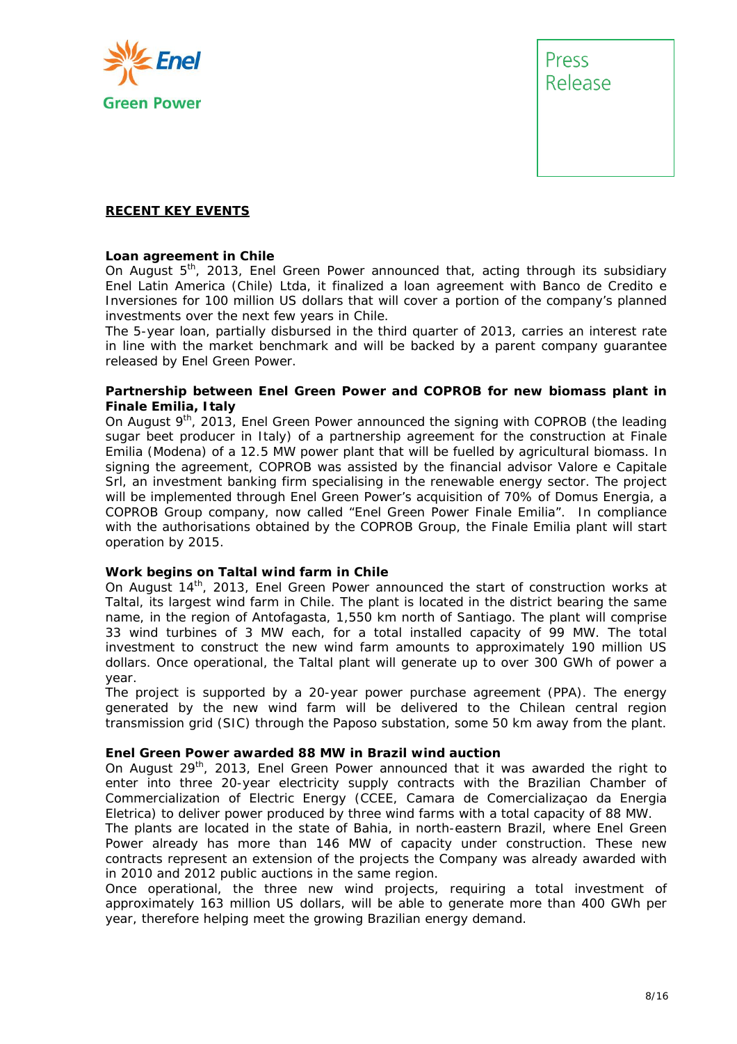## RECENT KEY EVENTS

**Loan agreement in Chile**

On August 5th, 2013, Enel Green Power announced that, acting through its subsidiary Enel Latin America (Chile) Ltda, it finalized a loan agreement with Banco de Credito e Inversiones for 100 million US dollars that will cover a portion of the company's planned investments over the next few years in Chile.

The 5-year loan, partially disbursed in the third quarter of 2013, carries an interest rate in line with the market benchmark and will be backed by a parent company guarantee released by Enel Green Power.

**Partnership between Enel Green Power and COPROB for new biomass plant in Finale Emilia, Italy**

On August 9th, 2013, Enel Green Power announced the signing with COPROB (the leading sugar beet producer in Italy) of a partnership agreement for the construction at Finale Emilia (Modena) of a 12.5 MW power plant that will be fuelled by agricultural biomass. In signing the agreement, COPROB was assisted by the financial advisor Valore e Capitale Srl, an investment banking firm specialising in the renewable energy sector. The project will be implemented through Enel Green Power's acquisition of 70% of Domus Energia, a COPROB Group company, now called "Enel Green Power Finale Emilia". In compliance with the authorisations obtained by the COPROB Group, the Finale Emilia plant will start operation by 2015.

**Work begins on Taltal wind farm in Chile**

On August 14th, 2013, Enel Green Power announced the start of construction works at Taltal, its largest wind farm in Chile. The plant is located in the district bearing the same name, in the region of Antofagasta, 1,550 km north of Santiago. The plant will comprise 33 wind turbines of 3 MW each, for a total installed capacity of 99 MW. The total investment to construct the new wind farm amounts to approximately 190 million US dollars. Once operational, the Taltal plant will generate up to over 300 GWh of power a year.

The project is supported by a 20-year power purchase agreement (PPA). The energy generated by the new wind farm will be delivered to the Chilean central region transmission grid (SIC) through the Paposo substation, some 50 km away from the plant.

**Enel Green Power awarded 88 MW in Brazil wind auction**

On August 29th, 2013, Enel Green Power announced that it was awarded the right to enter into three 20-year electricity supply contracts with the Brazilian Chamber of Commercialization of Electric Energy (CCEE, Camara de Comercializaçao da Energia Eletrica) to deliver power produced by three wind farms with a total capacity of 88 MW.

The plants are located in the state of Bahia, in north-eastern Brazil, where Enel Green Power already has more than 146 MW of capacity under construction. These new contracts represent an extension of the projects the Company was already awarded with in 2010 and 2012 public auctions in the same region.

Once operational, the three new wind projects, requiring a total investment of approximately 163 million US dollars, will be able to generate more than 400 GWh per year, therefore helping meet the growing Brazilian energy demand.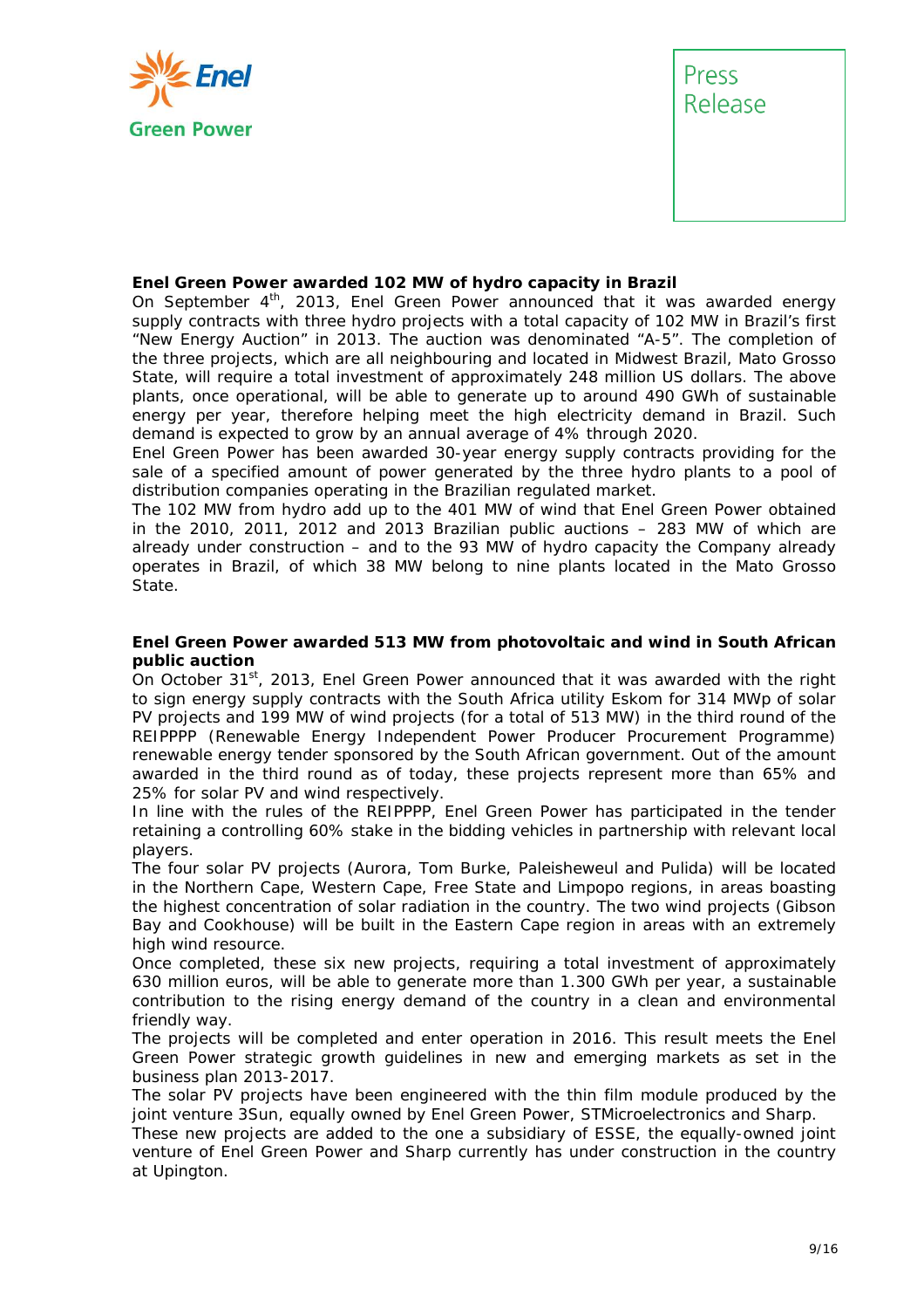**Enel Green Power awarded 102 MW of hydro capacity in Brazil**

On September 4th, 2013, Enel Green Power announced that it was awarded energy supply contracts with three hydro projects with a total capacity of 102 MW in Brazil's first "New Energy Auction" in 2013. The auction was denominated "A-5". The completion of the three projects, which are all neighbouring and located in Midwest Brazil, Mato Grosso State, will require a total investment of approximately 248 million US dollars. The above plants, once operational, will be able to generate up to around 490 GWh of sustainable energy per year, therefore helping meet the high electricity demand in Brazil. Such demand is expected to grow by an annual average of 4% through 2020.

Enel Green Power has been awarded 30-year energy supply contracts providing for the sale of a specified amount of power generated by the three hydro plants to a pool of distribution companies operating in the Brazilian regulated market.

The 102 MW from hydro add up to the 401 MW of wind that Enel Green Power obtained in the 2010, 2011, 2012 and 2013 Brazilian public auctions – 283 MW of which are already under construction – and to the 93 MW of hydro capacity the Company already operates in Brazil, of which 38 MW belong to nine plants located in the Mato Grosso State.

**Enel Green Power awarded 513 MW from photovoltaic and wind in South African public auction**

On October 31st, 2013, Enel Green Power announced that it was awarded with the right to sign energy supply contracts with the South Africa utility Eskom for 314 MWp of solar PV projects and 199 MW of wind projects (for a total of 513 MW) in the third round of the REIPPPP (Renewable Energy Independent Power Producer Procurement Programme) renewable energy tender sponsored by the South African government. Out of the amount awarded in the third round as of today, these projects represent more than 65% and 25% for solar PV and wind respectively.

In line with the rules of the REIPPPP, Enel Green Power has participated in the tender retaining a controlling 60% stake in the bidding vehicles in partnership with relevant local players.

The four solar PV projects (Aurora, Tom Burke, Paleisheweul and Pulida) will be located in the Northern Cape, Western Cape, Free State and Limpopo regions, in areas boasting the highest concentration of solar radiation in the country. The two wind projects (Gibson Bay and Cookhouse) will be built in the Eastern Cape region in areas with an extremely high wind resource.

Once completed, these six new projects, requiring a total investment of approximately 630 million euros, will be able to generate more than 1.300 GWh per year, a sustainable contribution to the rising energy demand of the country in a clean and environmental friendly way.

The projects will be completed and enter operation in 2016. This result meets the Enel Green Power strategic growth guidelines in new and emerging markets as set in the business plan 2013-2017.

The solar PV projects have been engineered with the thin film module produced by the joint venture 3Sun, equally owned by Enel Green Power, STMicroelectronics and Sharp.

These new projects are added to the one a subsidiary of ESSE, the equally-owned joint venture of Enel Green Power and Sharp currently has under construction in the country at Upington.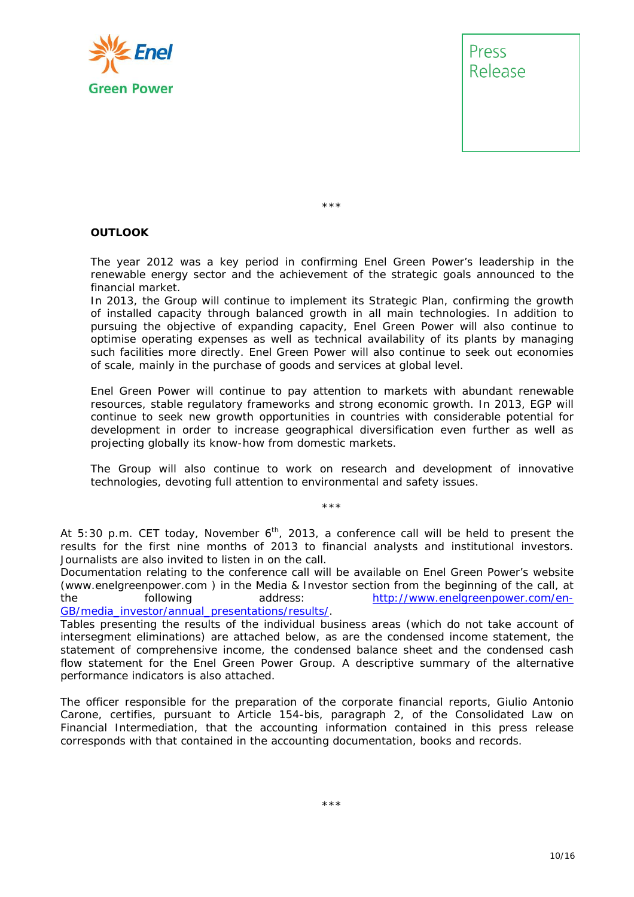***

**OUTLOOK**

The year 2012 was a key period in confirming Enel Green Power's leadership in the renewable energy sector and the achievement of the strategic goals announced to the financial market.
In 2013, the Group will continue to implement its Strategic Plan, confirming the growth of installed capacity through balanced growth in all main technologies. In addition to pursuing the objective of expanding capacity, Enel Green Power will also continue to optimise operating expenses as well as technical availability of its plants by managing such facilities more directly. Enel Green Power will also continue to seek out economies of scale, mainly in the purchase of goods and services at global level.

Enel Green Power will continue to pay attention to markets with abundant renewable resources, stable regulatory frameworks and strong economic growth. In 2013, EGP will continue to seek new growth opportunities in countries with considerable potential for development in order to increase geographical diversification even further as well as projecting globally its know-how from domestic markets.

The Group will also continue to work on research and development of innovative technologies, devoting full attention to environmental and safety issues.

***

At 5:30 p.m. CET today, November 6th, 2013, a conference call will be held to present the results for the first nine months of 2013 to financial analysts and institutional investors. Journalists are also invited to listen in on the call.
Documentation relating to the conference call will be available on Enel Green Power's website (www.enelgreenpower.com ) in the Media & Investor section from the beginning of the call, at the following address: http://www.enelgreenpower.com/en-GB/media_investor/annual_presentations/results/.
Tables presenting the results of the individual business areas (which do not take account of intersegment eliminations) are attached below, as are the condensed income statement, the statement of comprehensive income, the condensed balance sheet and the condensed cash flow statement for the Enel Green Power Group. A descriptive summary of the alternative performance indicators is also attached.

The officer responsible for the preparation of the corporate financial reports, Giulio Antonio Carone, certifies, pursuant to Article 154-bis, paragraph 2, of the Consolidated Law on Financial Intermediation, that the accounting information contained in this press release corresponds with that contained in the accounting documentation, books and records.

***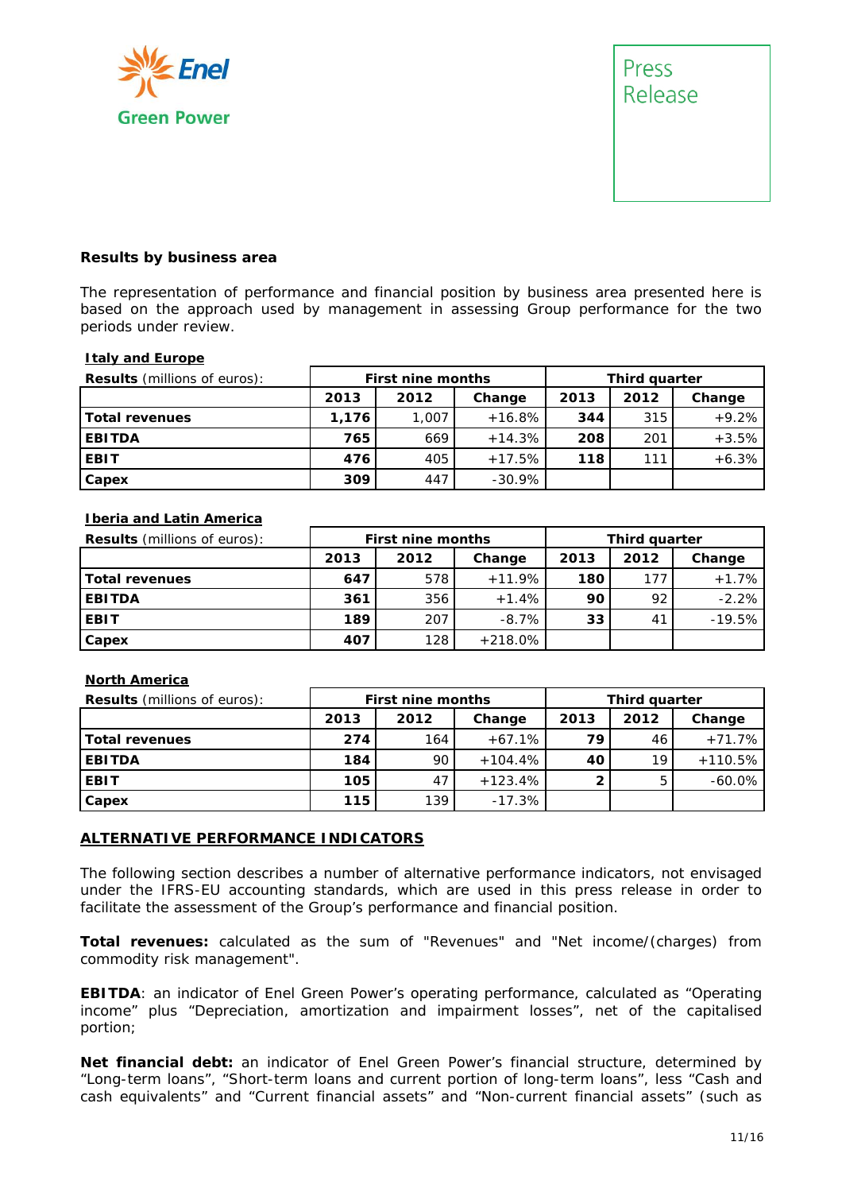## Results by business area

The representation of performance and financial position by business area presented here is based on the approach used by management in assessing Group performance for the two periods under review.

### Italy and Europe

| **Results** (millions of euros): | First nine months | | | Third quarter | | |
|---|---|---|---|---|---|---|
| | **2013** | **2012** | **Change** | **2013** | **2012** | **Change** |
| **Total revenues** | **1,176** | 1,007 | +16.8% | **344** | 315 | +9.2% |
| **EBITDA** | **765** | 669 | +14.3% | **208** | 201 | +3.5% |
| **EBIT** | **476** | 405 | +17.5% | **118** | 111 | +6.3% |
| **Capex** | **309** | 447 | -30.9% | | | |

### Iberia and Latin America

| **Results** (millions of euros): | First nine months | | | Third quarter | | |
|---|---|---|---|---|---|---|
| | **2013** | **2012** | **Change** | **2013** | **2012** | **Change** |
| **Total revenues** | **647** | 578 | +11.9% | **180** | 177 | +1.7% |
| **EBITDA** | **361** | 356 | +1.4% | **90** | 92 | -2.2% |
| **EBIT** | **189** | 207 | -8.7% | **33** | 41 | -19.5% |
| **Capex** | **407** | 128 | +218.0% | | | |

### North America

| **Results** (millions of euros): | First nine months | | | Third quarter | | |
|---|---|---|---|---|---|---|
| | **2013** | **2012** | **Change** | **2013** | **2012** | **Change** |
| **Total revenues** | **274** | 164 | +67.1% | **79** | 46 | +71.7% |
| **EBITDA** | **184** | 90 | +104.4% | **40** | 19 | +110.5% |
| **EBIT** | **105** | 47 | +123.4% | **2** | 5 | -60.0% |
| **Capex** | **115** | 139 | -17.3% | | | |

## ALTERNATIVE PERFORMANCE INDICATORS

The following section describes a number of alternative performance indicators, not envisaged under the IFRS-EU accounting standards, which are used in this press release in order to facilitate the assessment of the Group's performance and financial position.

**Total revenues:** calculated as the sum of "Revenues" and "Net income/(charges) from commodity risk management".

**EBITDA**: an indicator of Enel Green Power's operating performance, calculated as "Operating income" plus "Depreciation, amortization and impairment losses", net of the capitalised portion;

**Net financial debt:** an indicator of Enel Green Power's financial structure, determined by "Long-term loans", "Short-term loans and current portion of long-term loans", less "Cash and cash equivalents" and "Current financial assets" and "Non-current financial assets" (such as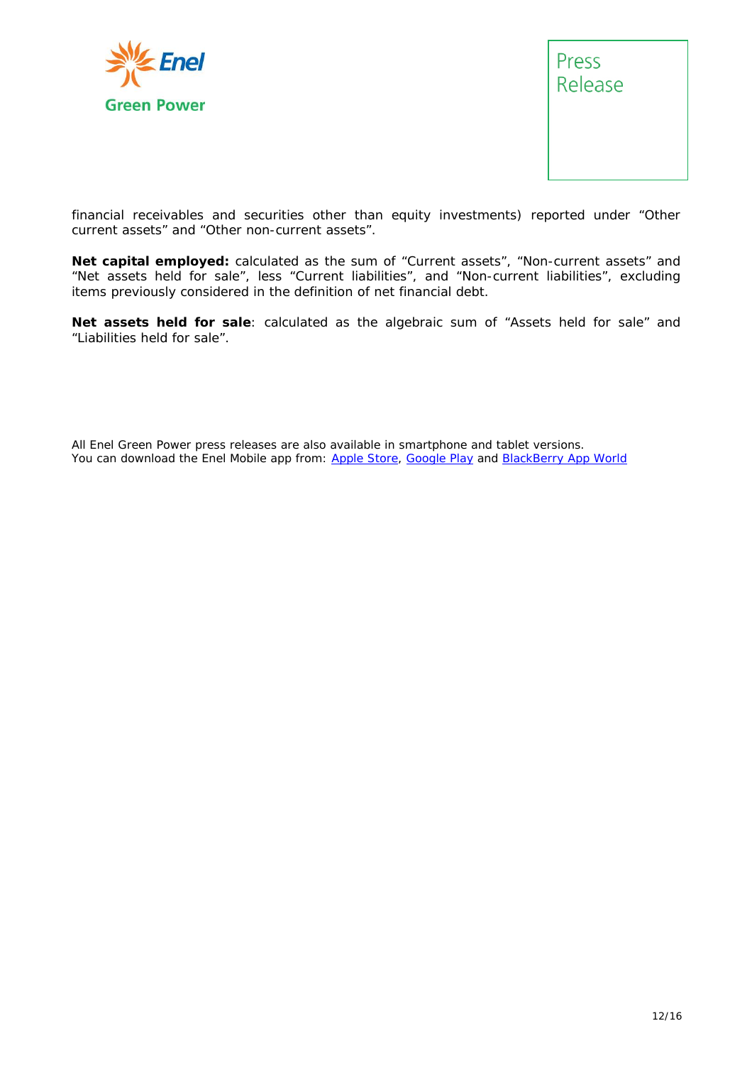financial receivables and securities other than equity investments) reported under "Other current assets" and "Other non-current assets".

**Net capital employed:** calculated as the sum of "Current assets", "Non-current assets" and "Net assets held for sale", less "Current liabilities", and "Non-current liabilities", excluding items previously considered in the definition of net financial debt.

**Net assets held for sale**: calculated as the algebraic sum of "Assets held for sale" and "Liabilities held for sale".

All Enel Green Power press releases are also available in smartphone and tablet versions.
You can download the Enel Mobile app from: Apple Store, Google Play and BlackBerry App World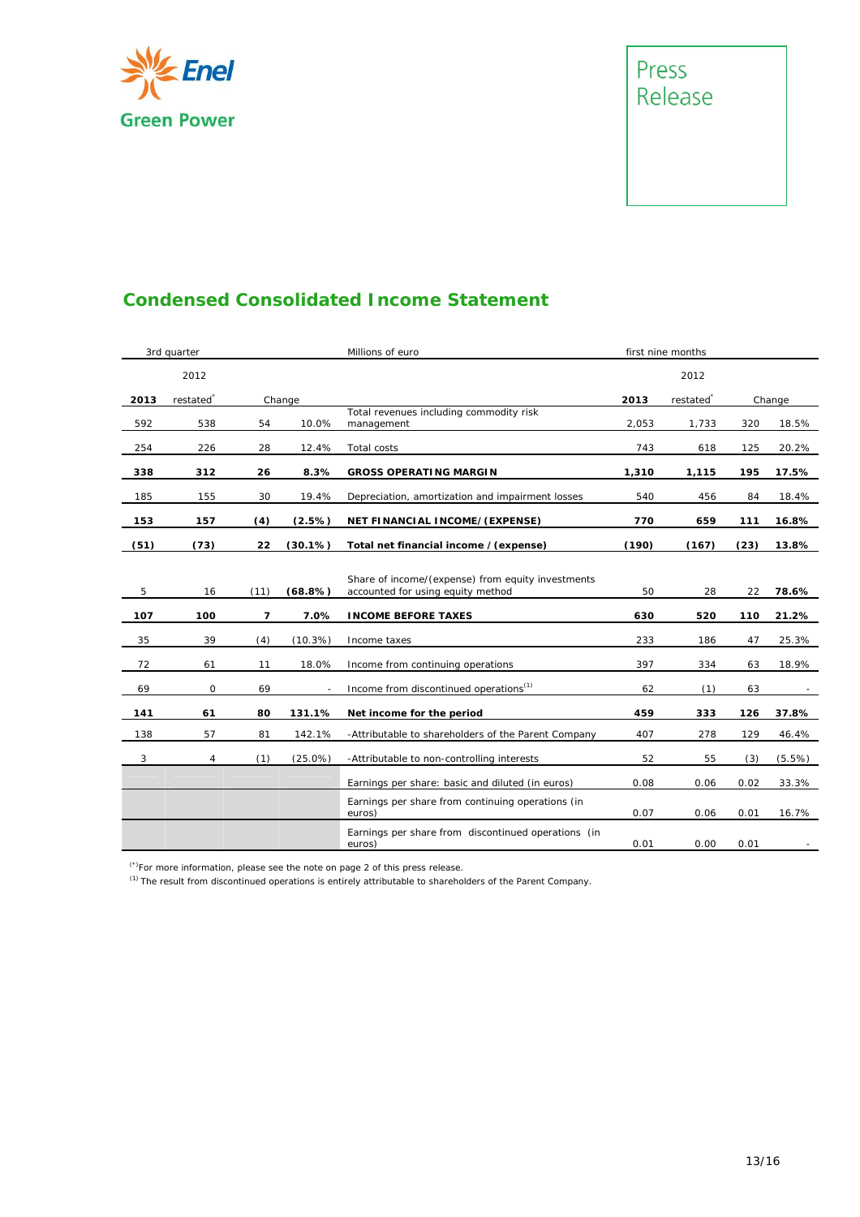## Condensed Consolidated Income Statement

| 3rd quarter | | | | Millions of euro | first nine months | | | |
|---|---|---|---|---|---|---|---|---|
| | 2012 | | | | | 2012 | | |
| **2013** | restated* | Change | | | **2013** | restated* | Change | |
| 592 | 538 | 54 | 10.0% | Total revenues including commodity risk management | 2,053 | 1,733 | 320 | 18.5% |
| 254 | 226 | 28 | 12.4% | Total costs | 743 | 618 | 125 | 20.2% |
| **338** | **312** | **26** | **8.3%** | **GROSS OPERATING MARGIN** | **1,310** | **1,115** | **195** | **17.5%** |
| 185 | 155 | 30 | 19.4% | Depreciation, amortization and impairment losses | 540 | 456 | 84 | 18.4% |
| **153** | **157** | **(4)** | **(2.5%)** | **NET FINANCIAL INCOME/(EXPENSE)** | **770** | **659** | **111** | **16.8%** |
| **(51)** | **(73)** | **22** | **(30.1%)** | **Total net financial income / (expense)** | **(190)** | **(167)** | **(23)** | **13.8%** |
| 5 | 16 | (11) | **(68.8%)** | Share of income/(expense) from equity investments accounted for using equity method | 50 | 28 | 22 | **78.6%** |
| **107** | **100** | **7** | **7.0%** | **INCOME BEFORE TAXES** | **630** | **520** | **110** | **21.2%** |
| 35 | 39 | (4) | (10.3%) | Income taxes | 233 | 186 | 47 | 25.3% |
| 72 | 61 | 11 | 18.0% | Income from continuing operations | 397 | 334 | 63 | 18.9% |
| 69 | 0 | 69 | - | Income from discontinued operations(1) | 62 | (1) | 63 | - |
| **141** | **61** | **80** | **131.1%** | **Net income for the period** | **459** | **333** | **126** | **37.8%** |
| 138 | 57 | 81 | 142.1% | -Attributable to shareholders of the Parent Company | 407 | 278 | 129 | 46.4% |
| 3 | 4 | (1) | (25.0%) | -Attributable to non-controlling interests | 52 | 55 | (3) | (5.5%) |
| | | | | Earnings per share: basic and diluted (in euros) | 0.08 | 0.06 | 0.02 | 33.3% |
| | | | | Earnings per share from continuing operations (in euros) | 0.07 | 0.06 | 0.01 | 16.7% |
| | | | | Earnings per share from discontinued operations (in euros) | 0.01 | 0.00 | 0.01 | - |

(*) For more information, please see the note on page 2 of this press release.

(1) The result from discontinued operations is entirely attributable to shareholders of the Parent Company.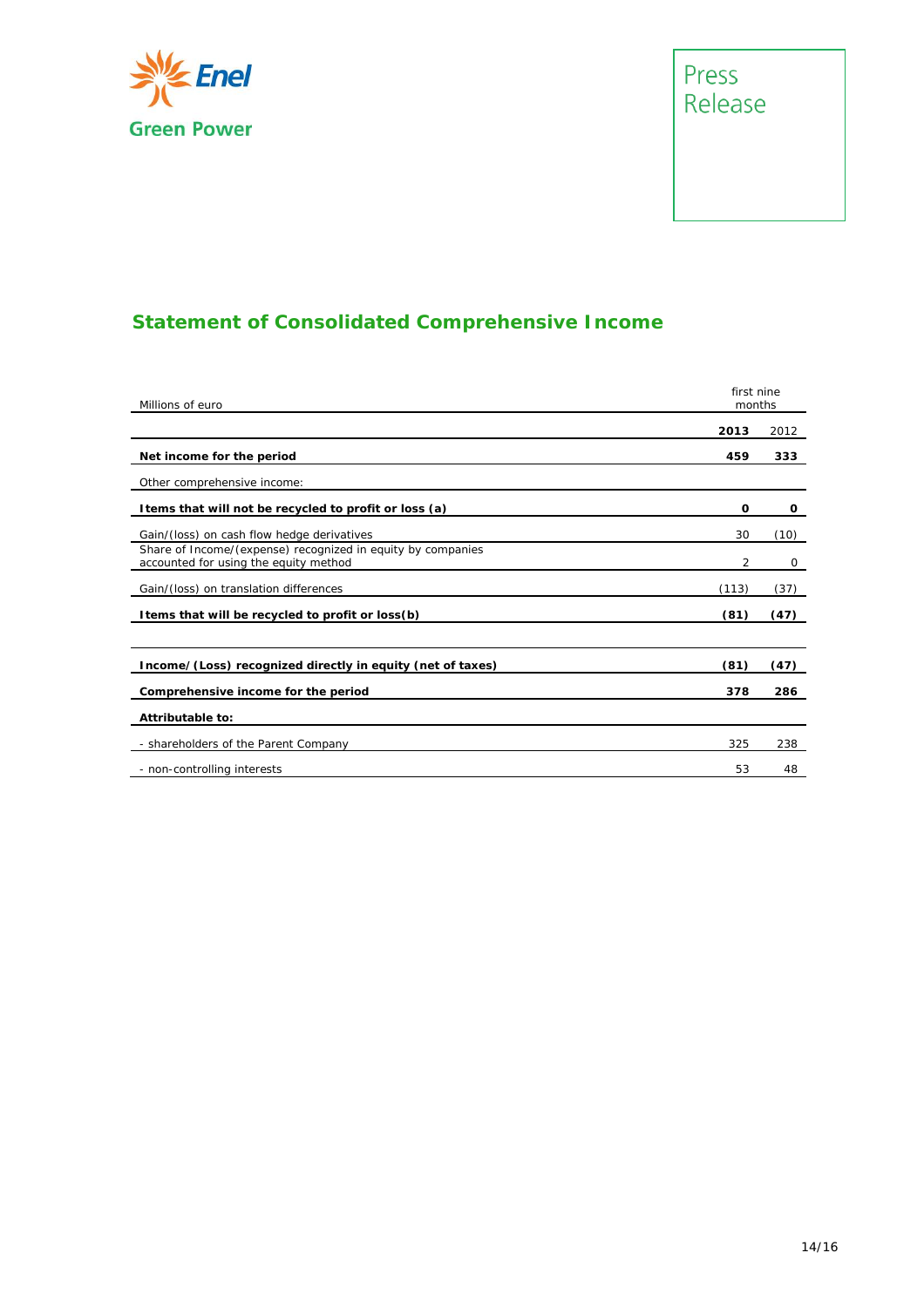## Statement of Consolidated Comprehensive Income

| Millions of euro | first nine months | |
|---|---|---|
| | **2013** | 2012 |
| **Net income for the period** | **459** | **333** |
| Other comprehensive income: | | |
| **Items that will not be recycled to profit or loss (a)** | **0** | **0** |
| Gain/(loss) on cash flow hedge derivatives | 30 | (10) |
| Share of Income/(expense) recognized in equity by companies accounted for using the equity method | 2 | 0 |
| Gain/(loss) on translation differences | (113) | (37) |
| **Items that will be recycled to profit or loss(b)** | **(81)** | **(47)** |
| | | |
| **Income/(Loss) recognized directly in equity (net of taxes)** | **(81)** | **(47)** |
| **Comprehensive income for the period** | **378** | **286** |
| **Attributable to:** | | |
| - shareholders of the Parent Company | 325 | 238 |
| - non-controlling interests | 53 | 48 |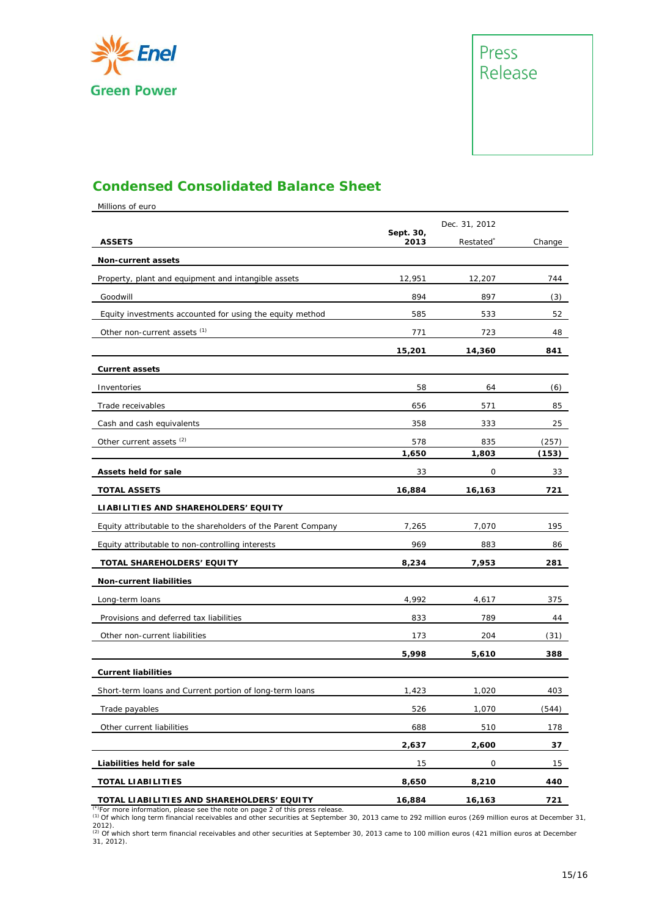Enel Green Power

Press Release

## Condensed Consolidated Balance Sheet

Millions of euro

| ASSETS | Sept. 30, 2013 | Dec. 31, 2012 Restated* | Change |
|---|---|---|---|
| **Non-current assets** | | | |
| Property, plant and equipment and intangible assets | 12,951 | 12,207 | 744 |
| Goodwill | 894 | 897 | (3) |
| Equity investments accounted for using the equity method | 585 | 533 | 52 |
| Other non-current assets [1] | 771 | 723 | 48 |
| | **15,201** | **14,360** | **841** |
| **Current assets** | | | |
| Inventories | 58 | 64 | (6) |
| Trade receivables | 656 | 571 | 85 |
| Cash and cash equivalents | 358 | 333 | 25 |
| Other current assets [2] | 578 | 835 | (257) |
| | **1,650** | **1,803** | **(153)** |
| **Assets held for sale** | 33 | 0 | 33 |
| **TOTAL ASSETS** | **16,884** | **16,163** | **721** |
| **LIABILITIES AND SHAREHOLDERS' EQUITY** | | | |
| Equity attributable to the shareholders of the Parent Company | 7,265 | 7,070 | 195 |
| Equity attributable to non-controlling interests | 969 | 883 | 86 |
| **TOTAL SHAREHOLDERS' EQUITY** | **8,234** | **7,953** | **281** |
| **Non-current liabilities** | | | |
| Long-term loans | 4,992 | 4,617 | 375 |
| Provisions and deferred tax liabilities | 833 | 789 | 44 |
| Other non-current liabilities | 173 | 204 | (31) |
| | **5,998** | **5,610** | **388** |
| **Current liabilities** | | | |
| Short-term loans and Current portion of long-term loans | 1,423 | 1,020 | 403 |
| Trade payables | 526 | 1,070 | (544) |
| Other current liabilities | 688 | 510 | 178 |
| | **2,637** | **2,600** | **37** |
| **Liabilities held for sale** | 15 | 0 | 15 |
| **TOTAL LIABILITIES** | **8,650** | **8,210** | **440** |
| **TOTAL LIABILITIES AND SHAREHOLDERS' EQUITY** | **16,884** | **16,163** | **721** |

(*) For more information, please see the note on page 2 of this press release.

(1) Of which long term financial receivables and other securities at September 30, 2013 came to 292 million euros (269 million euros at December 31, 2012).

(2) Of which short term financial receivables and other securities at September 30, 2013 came to 100 million euros (421 million euros at December 31, 2012).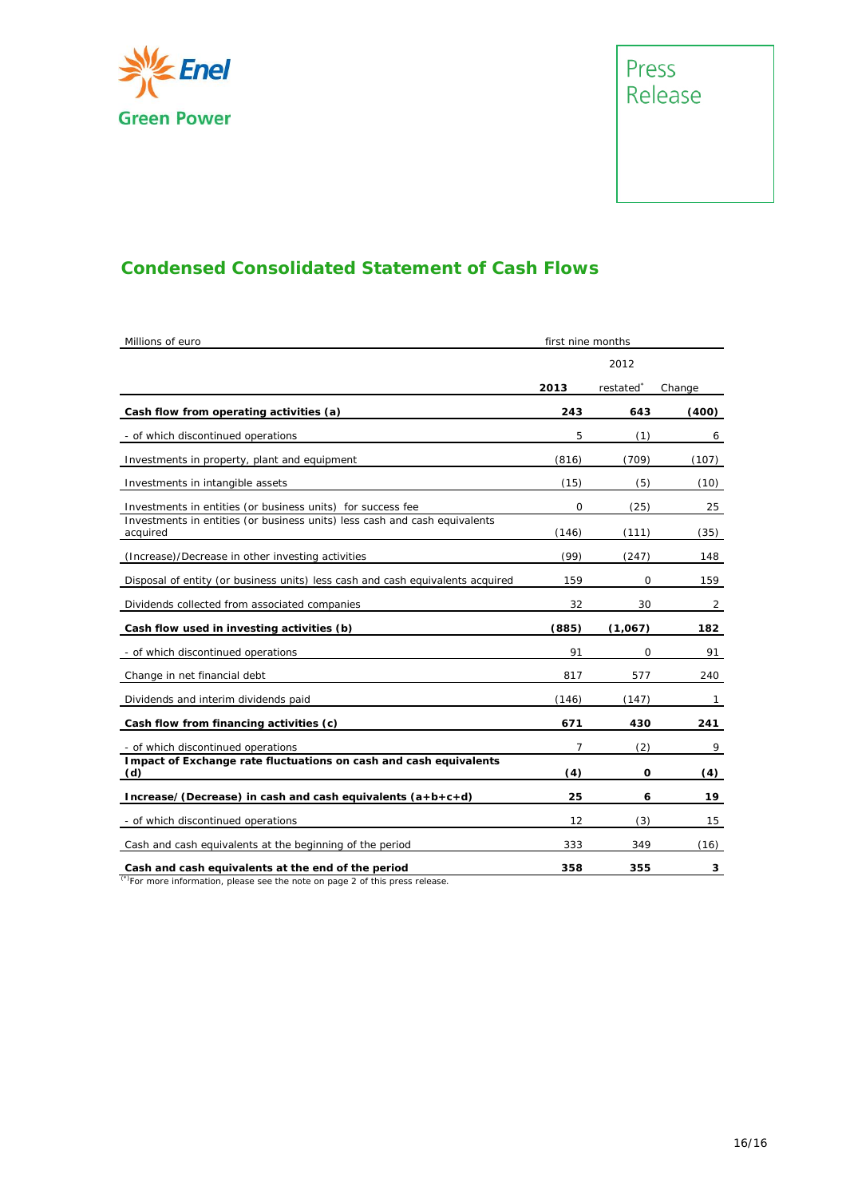Enel Green Power

Press Release

## Condensed Consolidated Statement of Cash Flows

| Millions of euro | first nine months | | |
|---|---|---|---|
| | 2013 | 2012 restated[*] | Change |
| **Cash flow from operating activities (a)** | **243** | **643** | **(400)** |
| - of which discontinued operations | 5 | (1) | 6 |
| Investments in property, plant and equipment | (816) | (709) | (107) |
| Investments in intangible assets | (15) | (5) | (10) |
| Investments in entities (or business units) for success fee | 0 | (25) | 25 |
| Investments in entities (or business units) less cash and cash equivalents acquired | (146) | (111) | (35) |
| (Increase)/Decrease in other investing activities | (99) | (247) | 148 |
| Disposal of entity (or business units) less cash and cash equivalents acquired | 159 | 0 | 159 |
| Dividends collected from associated companies | 32 | 30 | 2 |
| **Cash flow used in investing activities (b)** | **(885)** | **(1,067)** | **182** |
| - of which discontinued operations | 91 | 0 | 91 |
| Change in net financial debt | 817 | 577 | 240 |
| Dividends and interim dividends paid | (146) | (147) | 1 |
| **Cash flow from financing activities (c)** | **671** | **430** | **241** |
| - of which discontinued operations | 7 | (2) | 9 |
| **Impact of Exchange rate fluctuations on cash and cash equivalents (d)** | **(4)** | **0** | **(4)** |
| **Increase/(Decrease) in cash and cash equivalents (a+b+c+d)** | **25** | **6** | **19** |
| - of which discontinued operations | 12 | (3) | 15 |
| Cash and cash equivalents at the beginning of the period | 333 | 349 | (16) |
| **Cash and cash equivalents at the end of the period** | **358** | **355** | **3** |

[*] For more information, please see the note on page 2 of this press release.